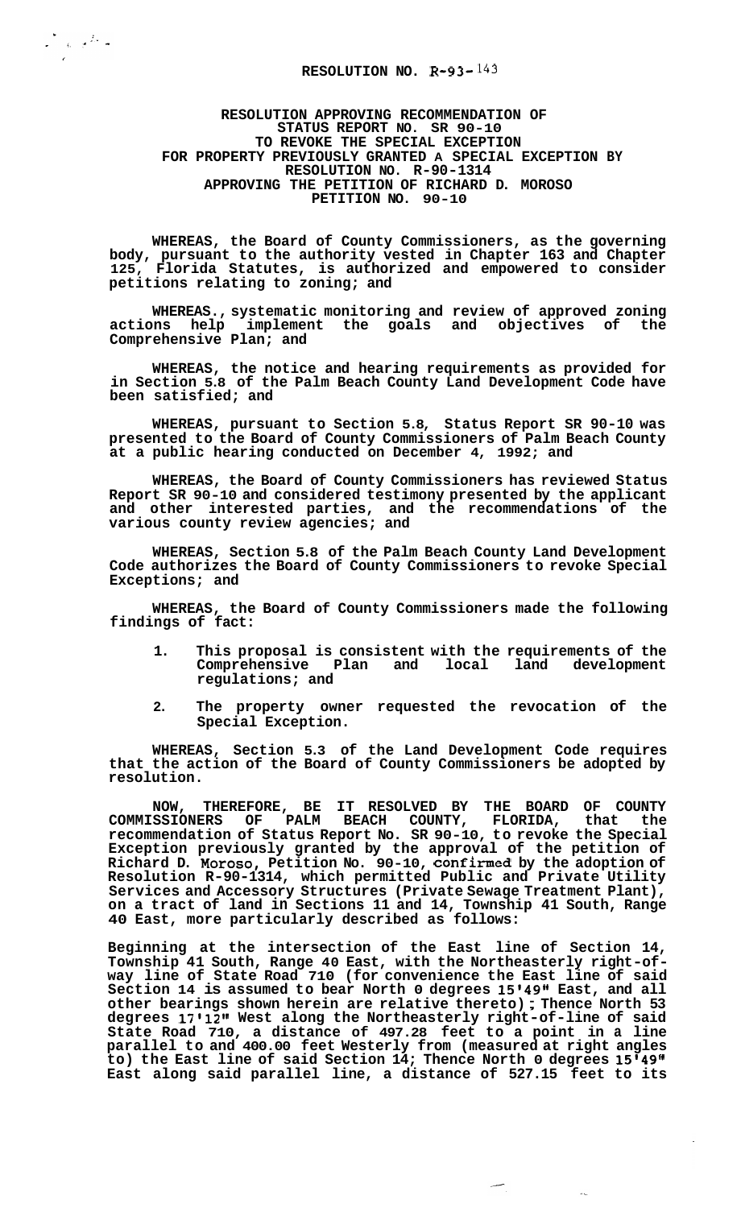# RESOLUTION NO. R-93-143

## RESOLUTION APPROVING RECOMMENDATION OF STATUS REPORT NO. SR 90-10 TO REVOKE THE SPECIAL EXCEPTION FOR PROPERTY PREVIOUSLY GRANTED A SPECIAL EXCEPTION BY RESOLUTION NO. R-90-1314 APPROVING THE PETITION OF RICHARD D. MOROSO PETITION NO. 90-10

**WHEREAS, the Board of County Commissioners, as the governing body, pursuant to the authority vested in Chapter 163 and Chapter 125, Florida Statutes, is authorized and empowered to consider petitions relating to zoning; and**

**WHEREAS., systematic monitoring and review of approved zoning actions help implement the goals and objectives of the Comprehensive Plan; and**

**WHEREAS, the notice and hearing requirements as provided for in Section 5.8 of the Palm Beach County Land Development Code have been satisfied; and**

**WHEREAS, pursuant to Section 5.8, Status Report SR 90-10 was presented to the Board of County Commissioners of Palm Beach County at a public hearing conducted on December 4, 1992; and**

**WHEREAS, the Board of County Commissioners has reviewed Status Report SR 90-10 and considered testimony presented by the applicant and other interested parties, and the recommendations of the various county review agencies; and**

**WHEREAS, Section 5.8 of the Palm Beach County Land Development Code authorizes the Board of County Commissioners to revoke Special Exceptions; and**

**WHEREAS, the Board of County Commissioners made the following findings of fact:**

1. **This proposal is consistent with the requirements of the Comprehensive Plan and local land development regulations; and**
2. **The property owner requested the revocation of the Special Exception.**

**WHEREAS, Section 5.3 of the Land Development Code requires that the action of the Board of County Commissioners be adopted by resolution.**

**NOW, THEREFORE, BE IT RESOLVED BY THE BOARD OF COUNTY COMMISSIONERS OF PALM BEACH COUNTY, FLORIDA, that the recommendation of Status Report No. SR 90-10, to revoke the Special Exception previously granted by the approval of the petition of Richard D. Moroso, Petition No. 90-10, confirmed by the adoption of Resolution R-90-1314, which permitted Public and Private Utility Services and Accessory Structures (Private Sewage Treatment Plant), on a tract of land in Sections 11 and 14, Township 41 South, Range 40 East, more particularly described as follows:**

**Beginning at the intersection of the East line of Section 14, Township 41 South, Range 40 East, with the Northeasterly right-of-way line of State Road 710 (for convenience the East line of said Section 14 is assumed to bear North 0 degrees 15'49" East, and all other bearings shown herein are relative thereto); Thence North 53 degrees 17'12" West along the Northeasterly right-of-line of said State Road 710, a distance of 497.28 feet to a point in a line parallel to and 400.00 feet Westerly from (measured at right angles to) the East line of said Section 14; Thence North 0 degrees 15'49" East along said parallel line, a distance of 527.15 feet to its**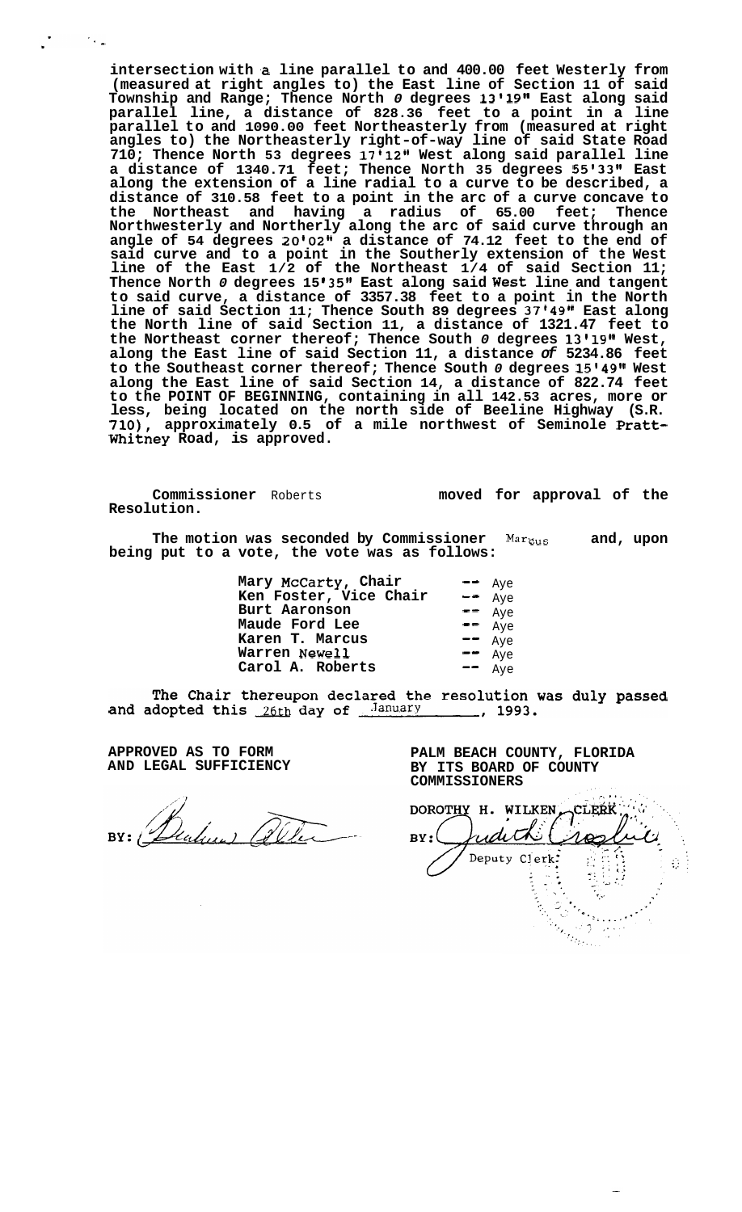**intersection with a line parallel to and 400.00 feet Westerly from (measured at right angles to) the East line of Section 11 of said Township and Range; Thence North 0 degrees 13'19" East along said parallel line, a distance of 828.36 feet to a point in a line parallel to and 1090.00 feet Northeasterly from (measured at right angles to) the Northeasterly right-of-way line of said State Road 710; Thence North 53 degrees 17'12" West along said parallel line a distance of 1340.71 feet; Thence North 35 degrees 55'33" East along the extension of a line radial to a curve to be described, a distance of 310.58 feet to a point in the arc of a curve concave to the Northeast and having a radius of 65.00 feet; Thence Northwesterly and Northerly along the arc of said curve through an angle of 54 degrees 20'02" a distance of 74.12 feet to the end of said curve and to a point in the Southerly extension of the West line of the East 1/2 of the Northeast 1/4 of said Section 11; Thence North 0 degrees 15'35" East along said West line and tangent to said curve, a distance of 3357.38 feet to a point in the North line of said Section 11; Thence South 89 degrees 37'49" East along the North line of said Section 11, a distance of 1321.47 feet to the Northeast corner thereof; Thence South 0 degrees 13'19" West, along the East line of said Section 11, a distance of 5234.86 feet to the Southeast corner thereof; Thence South 0 degrees 15'49" West along the East line of said Section 14, a distance of 822.74 feet to the POINT OF BEGINNING, containing in all 142.53 acres, more or less, being located on the north side of Beeline Highway (S.R. 710), approximately 0.5 of a mile northwest of Seminole Pratt-Whitney Road, is approved.**

**Commissioner** Roberts **moved for approval of the Resolution.**

**The motion was seconded by Commissioner** Marcus **and, upon being put to a vote, the vote was as follows:**

| | |
|---|---|
| **Mary McCarty, Chair** | -- Aye |
| **Ken Foster, Vice Chair** | -- Aye |
| **Burt Aaronson** | -- Aye |
| **Maude Ford Lee** | -- Aye |
| **Karen T. Marcus** | -- Aye |
| **Warren Newell** | -- Aye |
| **Carol A. Roberts** | -- Aye |

The Chair thereupon declared the resolution was duly passed and adopted this 26th day of January, 1993.

**APPROVED AS TO FORM AND LEGAL SUFFICIENCY**

BY: ____________________

**PALM BEACH COUNTY, FLORIDA BY ITS BOARD OF COUNTY COMMISSIONERS**

DOROTHY H. WILKEN, CLERK

BY: ____________________
Deputy Clerk